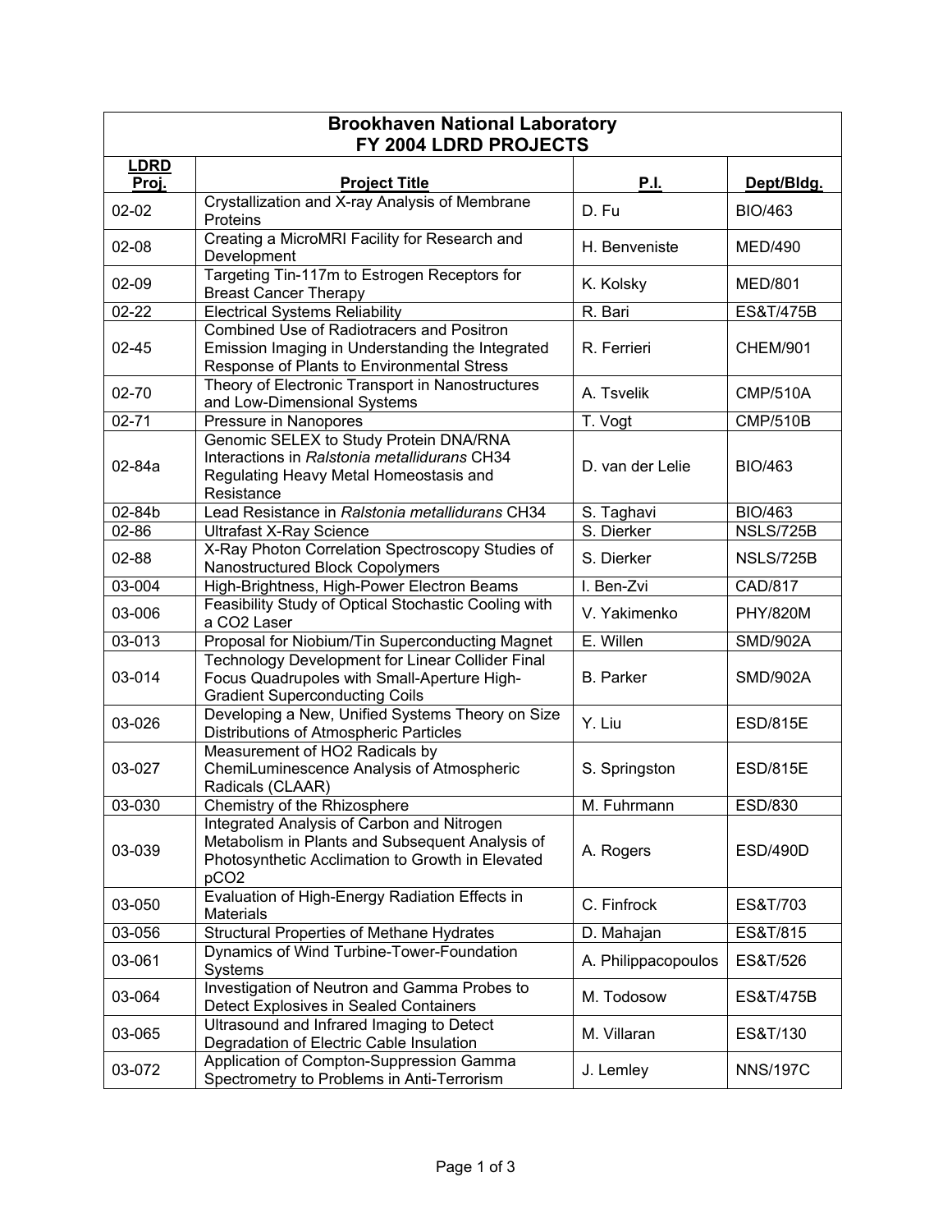| **Brookhaven National Laboratory FY 2004 LDRD PROJECTS** | | | |
|---|---|---|---|
| **LDRD Proj.** | **Project Title** | **P.I.** | **Dept/Bldg.** |
| 02-02 | Crystallization and X-ray Analysis of Membrane Proteins | D. Fu | BIO/463 |
| 02-08 | Creating a MicroMRI Facility for Research and Development | H. Benveniste | MED/490 |
| 02-09 | Targeting Tin-117m to Estrogen Receptors for Breast Cancer Therapy | K. Kolsky | MED/801 |
| 02-22 | Electrical Systems Reliability | R. Bari | ES&T/475B |
| 02-45 | Combined Use of Radiotracers and Positron Emission Imaging in Understanding the Integrated Response of Plants to Environmental Stress | R. Ferrieri | CHEM/901 |
| 02-70 | Theory of Electronic Transport in Nanostructures and Low-Dimensional Systems | A. Tsvelik | CMP/510A |
| 02-71 | Pressure in Nanopores | T. Vogt | CMP/510B |
| 02-84a | Genomic SELEX to Study Protein DNA/RNA Interactions in *Ralstonia metallidurans* CH34 Regulating Heavy Metal Homeostasis and Resistance | D. van der Lelie | BIO/463 |
| 02-84b | Lead Resistance in *Ralstonia metallidurans* CH34 | S. Taghavi | BIO/463 |
| 02-86 | Ultrafast X-Ray Science | S. Dierker | NSLS/725B |
| 02-88 | X-Ray Photon Correlation Spectroscopy Studies of Nanostructured Block Copolymers | S. Dierker | NSLS/725B |
| 03-004 | High-Brightness, High-Power Electron Beams | I. Ben-Zvi | CAD/817 |
| 03-006 | Feasibility Study of Optical Stochastic Cooling with a CO2 Laser | V. Yakimenko | PHY/820M |
| 03-013 | Proposal for Niobium/Tin Superconducting Magnet | E. Willen | SMD/902A |
| 03-014 | Technology Development for Linear Collider Final Focus Quadrupoles with Small-Aperture High-Gradient Superconducting Coils | B. Parker | SMD/902A |
| 03-026 | Developing a New, Unified Systems Theory on Size Distributions of Atmospheric Particles | Y. Liu | ESD/815E |
| 03-027 | Measurement of HO2 Radicals by ChemiLuminescence Analysis of Atmospheric Radicals (CLAAR) | S. Springston | ESD/815E |
| 03-030 | Chemistry of the Rhizosphere | M. Fuhrmann | ESD/830 |
| 03-039 | Integrated Analysis of Carbon and Nitrogen Metabolism in Plants and Subsequent Analysis of Photosynthetic Acclimation to Growth in Elevated pCO2 | A. Rogers | ESD/490D |
| 03-050 | Evaluation of High-Energy Radiation Effects in Materials | C. Finfrock | ES&T/703 |
| 03-056 | Structural Properties of Methane Hydrates | D. Mahajan | ES&T/815 |
| 03-061 | Dynamics of Wind Turbine-Tower-Foundation Systems | A. Philippacopoulos | ES&T/526 |
| 03-064 | Investigation of Neutron and Gamma Probes to Detect Explosives in Sealed Containers | M. Todosow | ES&T/475B |
| 03-065 | Ultrasound and Infrared Imaging to Detect Degradation of Electric Cable Insulation | M. Villaran | ES&T/130 |
| 03-072 | Application of Compton-Suppression Gamma Spectrometry to Problems in Anti-Terrorism | J. Lemley | NNS/197C |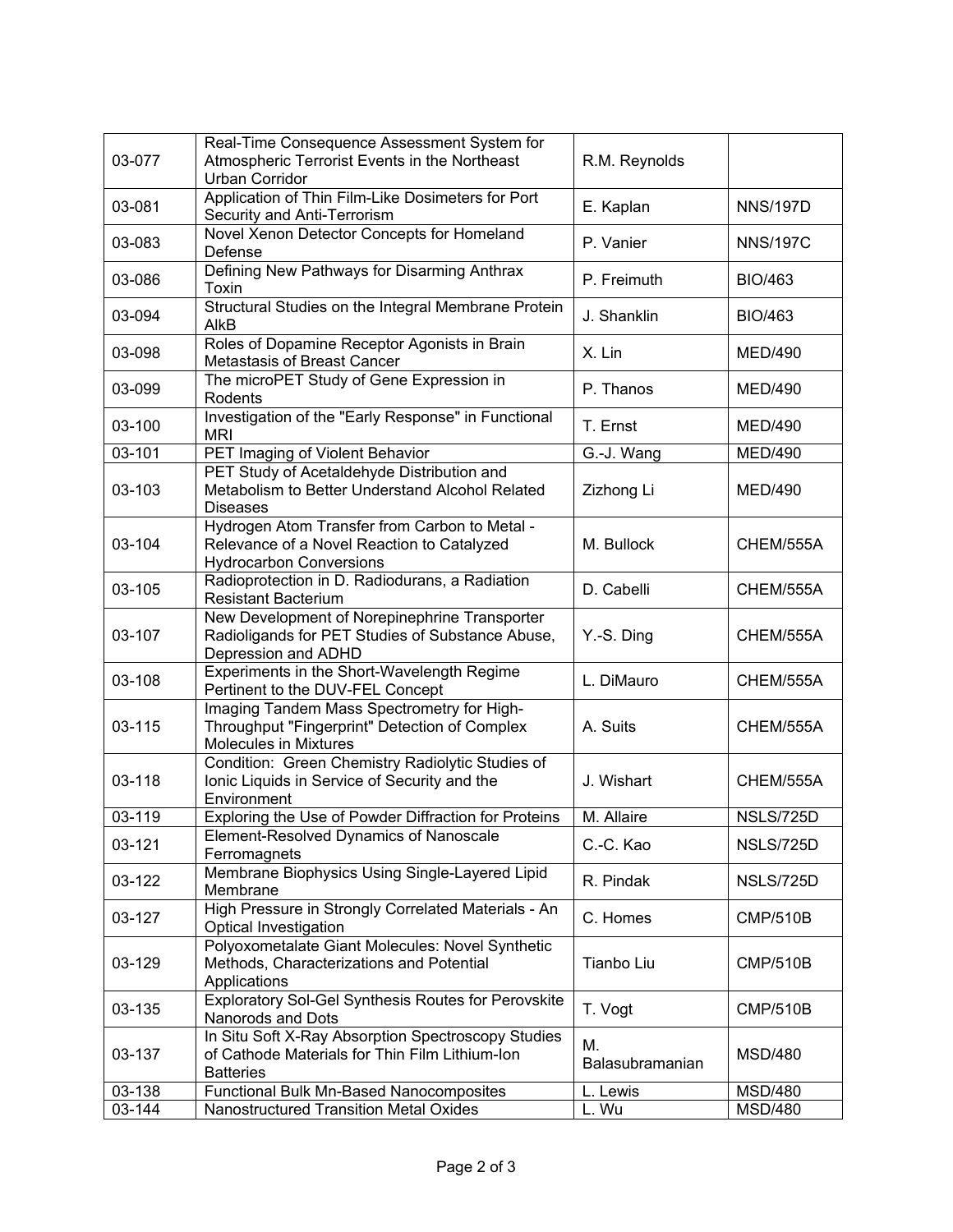| | | | |
|---|---|---|---|
| 03-077 | Real-Time Consequence Assessment System for Atmospheric Terrorist Events in the Northeast Urban Corridor | R.M. Reynolds | |
| 03-081 | Application of Thin Film-Like Dosimeters for Port Security and Anti-Terrorism | E. Kaplan | NNS/197D |
| 03-083 | Novel Xenon Detector Concepts for Homeland Defense | P. Vanier | NNS/197C |
| 03-086 | Defining New Pathways for Disarming Anthrax Toxin | P. Freimuth | BIO/463 |
| 03-094 | Structural Studies on the Integral Membrane Protein AlkB | J. Shanklin | BIO/463 |
| 03-098 | Roles of Dopamine Receptor Agonists in Brain Metastasis of Breast Cancer | X. Lin | MED/490 |
| 03-099 | The microPET Study of Gene Expression in Rodents | P. Thanos | MED/490 |
| 03-100 | Investigation of the "Early Response" in Functional MRI | T. Ernst | MED/490 |
| 03-101 | PET Imaging of Violent Behavior | G.-J. Wang | MED/490 |
| 03-103 | PET Study of Acetaldehyde Distribution and Metabolism to Better Understand Alcohol Related Diseases | Zizhong Li | MED/490 |
| 03-104 | Hydrogen Atom Transfer from Carbon to Metal - Relevance of a Novel Reaction to Catalyzed Hydrocarbon Conversions | M. Bullock | CHEM/555A |
| 03-105 | Radioprotection in D. Radiodurans, a Radiation Resistant Bacterium | D. Cabelli | CHEM/555A |
| 03-107 | New Development of Norepinephrine Transporter Radioligands for PET Studies of Substance Abuse, Depression and ADHD | Y.-S. Ding | CHEM/555A |
| 03-108 | Experiments in the Short-Wavelength Regime Pertinent to the DUV-FEL Concept | L. DiMauro | CHEM/555A |
| 03-115 | Imaging Tandem Mass Spectrometry for High-Throughput "Fingerprint" Detection of Complex Molecules in Mixtures | A. Suits | CHEM/555A |
| 03-118 | Condition: Green Chemistry Radiolytic Studies of Ionic Liquids in Service of Security and the Environment | J. Wishart | CHEM/555A |
| 03-119 | Exploring the Use of Powder Diffraction for Proteins | M. Allaire | NSLS/725D |
| 03-121 | Element-Resolved Dynamics of Nanoscale Ferromagnets | C.-C. Kao | NSLS/725D |
| 03-122 | Membrane Biophysics Using Single-Layered Lipid Membrane | R. Pindak | NSLS/725D |
| 03-127 | High Pressure in Strongly Correlated Materials - An Optical Investigation | C. Homes | CMP/510B |
| 03-129 | Polyoxometalate Giant Molecules: Novel Synthetic Methods, Characterizations and Potential Applications | Tianbo Liu | CMP/510B |
| 03-135 | Exploratory Sol-Gel Synthesis Routes for Perovskite Nanorods and Dots | T. Vogt | CMP/510B |
| 03-137 | In Situ Soft X-Ray Absorption Spectroscopy Studies of Cathode Materials for Thin Film Lithium-Ion Batteries | M. Balasubramanian | MSD/480 |
| 03-138 | Functional Bulk Mn-Based Nanocomposites | L. Lewis | MSD/480 |
| 03-144 | Nanostructured Transition Metal Oxides | L. Wu | MSD/480 |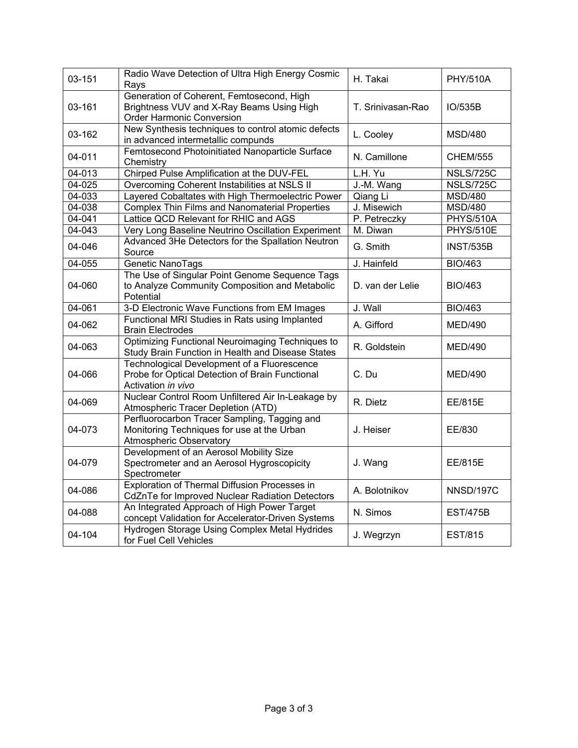| | | | |
|---|---|---|---|
| 03-151 | Radio Wave Detection of Ultra High Energy Cosmic Rays | H. Takai | PHY/510A |
| 03-161 | Generation of Coherent, Femtosecond, High Brightness VUV and X-Ray Beams Using High Order Harmonic Conversion | T. Srinivasan-Rao | IO/535B |
| 03-162 | New Synthesis techniques to control atomic defects in advanced intermetallic compunds | L. Cooley | MSD/480 |
| 04-011 | Femtosecond Photoinitiated Nanoparticle Surface Chemistry | N. Camillone | CHEM/555 |
| 04-013 | Chirped Pulse Amplification at the DUV-FEL | L.H. Yu | NSLS/725C |
| 04-025 | Overcoming Coherent Instabilities at NSLS II | J.-M. Wang | NSLS/725C |
| 04-033 | Layered Cobaltates with High Thermoelectric Power | Qiang Li | MSD/480 |
| 04-038 | Complex Thin Films and Nanomaterial Properties | J. Misewich | MSD/480 |
| 04-041 | Lattice QCD Relevant for RHIC and AGS | P. Petreczky | PHYS/510A |
| 04-043 | Very Long Baseline Neutrino Oscillation Experiment | M. Diwan | PHYS/510E |
| 04-046 | Advanced 3He Detectors for the Spallation Neutron Source | G. Smith | INST/535B |
| 04-055 | Genetic NanoTags | J. Hainfeld | BIO/463 |
| 04-060 | The Use of Singular Point Genome Sequence Tags to Analyze Community Composition and Metabolic Potential | D. van der Lelie | BIO/463 |
| 04-061 | 3-D Electronic Wave Functions from EM Images | J. Wall | BIO/463 |
| 04-062 | Functional MRI Studies in Rats using Implanted Brain Electrodes | A. Gifford | MED/490 |
| 04-063 | Optimizing Functional Neuroimaging Techniques to Study Brain Function in Health and Disease States | R. Goldstein | MED/490 |
| 04-066 | Technological Development of a Fluorescence Probe for Optical Detection of Brain Functional Activation *in vivo* | C. Du | MED/490 |
| 04-069 | Nuclear Control Room Unfiltered Air In-Leakage by Atmospheric Tracer Depletion (ATD) | R. Dietz | EE/815E |
| 04-073 | Perfluorocarbon Tracer Sampling, Tagging and Monitoring Techniques for use at the Urban Atmospheric Observatory | J. Heiser | EE/830 |
| 04-079 | Development of an Aerosol Mobility Size Spectrometer and an Aerosol Hygroscopicity Spectrometer | J. Wang | EE/815E |
| 04-086 | Exploration of Thermal Diffusion Processes in CdZnTe for Improved Nuclear Radiation Detectors | A. Bolotnikov | NNSD/197C |
| 04-088 | An Integrated Approach of High Power Target concept Validation for Accelerator-Driven Systems | N. Simos | EST/475B |
| 04-104 | Hydrogen Storage Using Complex Metal Hydrides for Fuel Cell Vehicles | J. Wegrzyn | EST/815 |